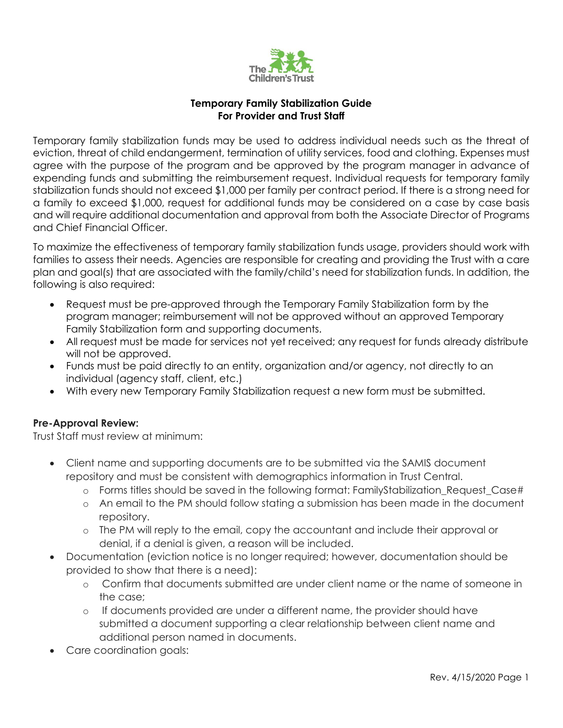**Temporary Family Stabilization Guide**
**For Provider and Trust Staff**

Temporary family stabilization funds may be used to address individual needs such as the threat of eviction, threat of child endangerment, termination of utility services, food and clothing. Expenses must agree with the purpose of the program and be approved by the program manager in advance of expending funds and submitting the reimbursement request. Individual requests for temporary family stabilization funds should not exceed $1,000 per family per contract period. If there is a strong need for a family to exceed $1,000, request for additional funds may be considered on a case by case basis and will require additional documentation and approval from both the Associate Director of Programs and Chief Financial Officer.

To maximize the effectiveness of temporary family stabilization funds usage, providers should work with families to assess their needs. Agencies are responsible for creating and providing the Trust with a care plan and goal(s) that are associated with the family/child's need for stabilization funds. In addition, the following is also required:

- Request must be pre-approved through the Temporary Family Stabilization form by the program manager; reimbursement will not be approved without an approved Temporary Family Stabilization form and supporting documents.
- All request must be made for services not yet received; any request for funds already distribute will not be approved.
- Funds must be paid directly to an entity, organization and/or agency, not directly to an individual (agency staff, client, etc.)
- With every new Temporary Family Stabilization request a new form must be submitted.

**Pre-Approval Review:**
Trust Staff must review at minimum:

- Client name and supporting documents are to be submitted via the SAMIS document repository and must be consistent with demographics information in Trust Central.
  - Forms titles should be saved in the following format: FamilyStabilization_Request_Case#
  - An email to the PM should follow stating a submission has been made in the document repository.
  - The PM will reply to the email, copy the accountant and include their approval or denial, if a denial is given, a reason will be included.
- Documentation (eviction notice is no longer required; however, documentation should be provided to show that there is a need):
  - Confirm that documents submitted are under client name or the name of someone in the case;
  - If documents provided are under a different name, the provider should have submitted a document supporting a clear relationship between client name and additional person named in documents.
- Care coordination goals: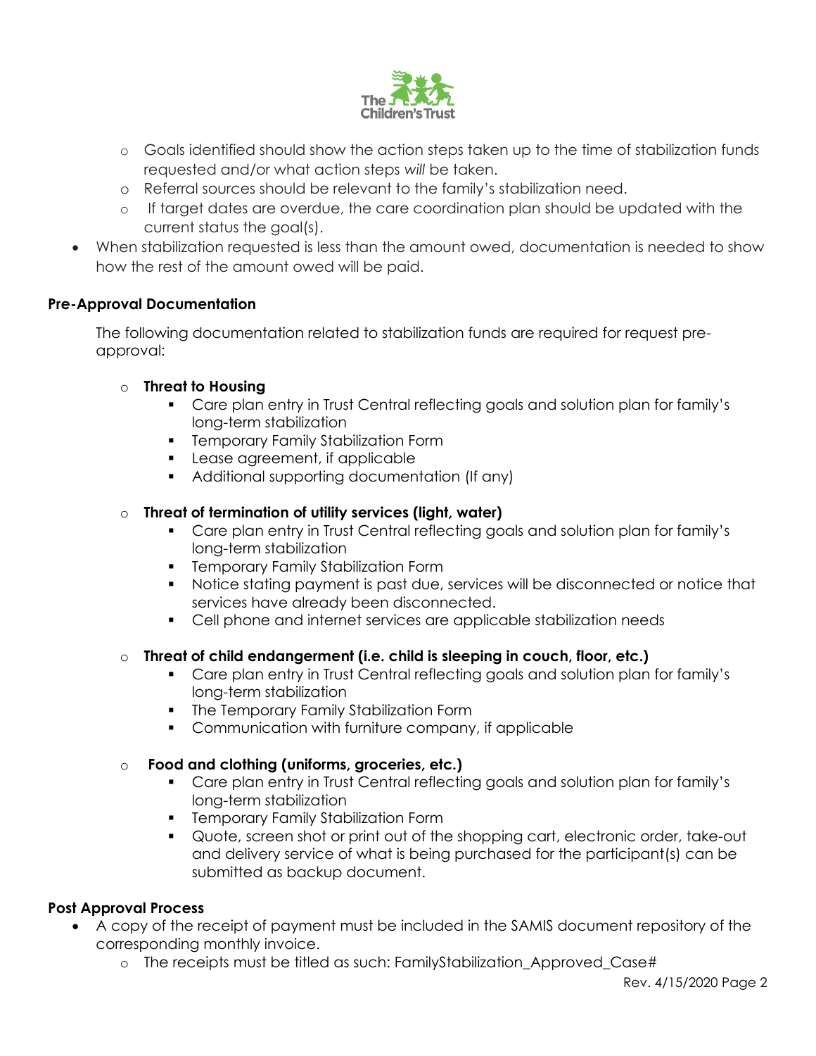- Goals identified should show the action steps taken up to the time of stabilization funds requested and/or what action steps *will* be taken.
  - Referral sources should be relevant to the family's stabilization need.
  - If target dates are overdue, the care coordination plan should be updated with the current status the goal(s).
- When stabilization requested is less than the amount owed, documentation is needed to show how the rest of the amount owed will be paid.

**Pre-Approval Documentation**

The following documentation related to stabilization funds are required for request pre-approval:

- **Threat to Housing**
  - Care plan entry in Trust Central reflecting goals and solution plan for family's long-term stabilization
  - Temporary Family Stabilization Form
  - Lease agreement, if applicable
  - Additional supporting documentation (If any)
- **Threat of termination of utility services (light, water)**
  - Care plan entry in Trust Central reflecting goals and solution plan for family's long-term stabilization
  - Temporary Family Stabilization Form
  - Notice stating payment is past due, services will be disconnected or notice that services have already been disconnected.
  - Cell phone and internet services are applicable stabilization needs
- **Threat of child endangerment (i.e. child is sleeping in couch, floor, etc.)**
  - Care plan entry in Trust Central reflecting goals and solution plan for family's long-term stabilization
  - The Temporary Family Stabilization Form
  - Communication with furniture company, if applicable
- **Food and clothing (uniforms, groceries, etc.)**
  - Care plan entry in Trust Central reflecting goals and solution plan for family's long-term stabilization
  - Temporary Family Stabilization Form
  - Quote, screen shot or print out of the shopping cart, electronic order, take-out and delivery service of what is being purchased for the participant(s) can be submitted as backup document.

**Post Approval Process**

- A copy of the receipt of payment must be included in the SAMIS document repository of the corresponding monthly invoice.
  - The receipts must be titled as such: FamilyStabilization_Approved_Case#

Rev. 4/15/2020